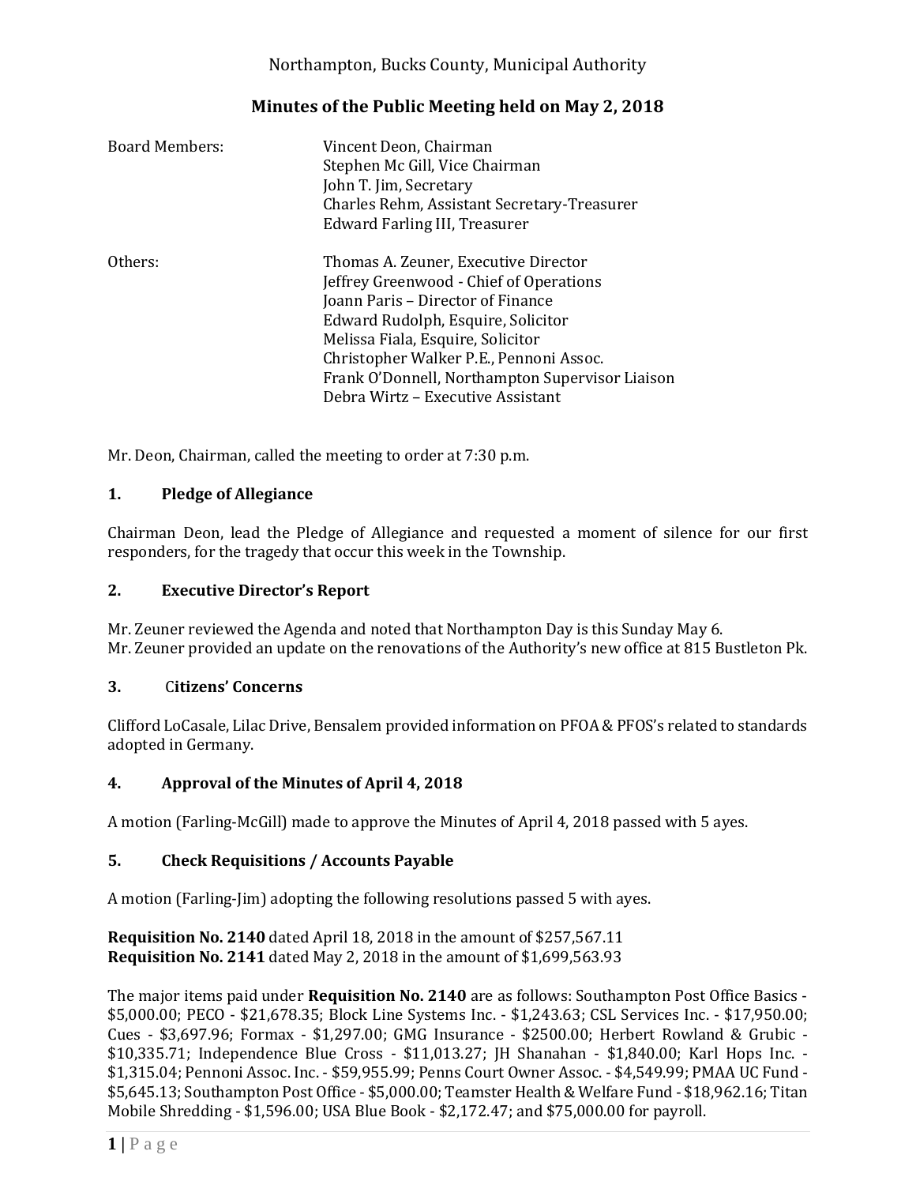Northampton, Bucks County, Municipal Authority

# Minutes of the Public Meeting held on May 2, 2018

| | |
|---|---|
| Board Members: | Vincent Deon, Chairman<br>Stephen Mc Gill, Vice Chairman<br>John T. Jim, Secretary<br>Charles Rehm, Assistant Secretary-Treasurer<br>Edward Farling III, Treasurer |
| Others: | Thomas A. Zeuner, Executive Director<br>Jeffrey Greenwood - Chief of Operations<br>Joann Paris – Director of Finance<br>Edward Rudolph, Esquire, Solicitor<br>Melissa Fiala, Esquire, Solicitor<br>Christopher Walker P.E., Pennoni Assoc.<br>Frank O'Donnell, Northampton Supervisor Liaison<br>Debra Wirtz – Executive Assistant |

Mr. Deon, Chairman, called the meeting to order at 7:30 p.m.

## 1. Pledge of Allegiance

Chairman Deon, lead the Pledge of Allegiance and requested a moment of silence for our first responders, for the tragedy that occur this week in the Township.

## 2. Executive Director's Report

Mr. Zeuner reviewed the Agenda and noted that Northampton Day is this Sunday May 6.
Mr. Zeuner provided an update on the renovations of the Authority's new office at 815 Bustleton Pk.

## 3. Citizens' Concerns

Clifford LoCasale, Lilac Drive, Bensalem provided information on PFOA & PFOS's related to standards adopted in Germany.

## 4. Approval of the Minutes of April 4, 2018

A motion (Farling-McGill) made to approve the Minutes of April 4, 2018 passed with 5 ayes.

## 5. Check Requisitions / Accounts Payable

A motion (Farling-Jim) adopting the following resolutions passed 5 with ayes.

**Requisition No. 2140** dated April 18, 2018 in the amount of $257,567.11
**Requisition No. 2141** dated May 2, 2018 in the amount of $1,699,563.93

The major items paid under **Requisition No. 2140** are as follows: Southampton Post Office Basics - $5,000.00; PECO - $21,678.35; Block Line Systems Inc. - $1,243.63; CSL Services Inc. - $17,950.00; Cues - $3,697.96; Formax - $1,297.00; GMG Insurance - $2500.00; Herbert Rowland & Grubic - $10,335.71; Independence Blue Cross - $11,013.27; JH Shanahan - $1,840.00; Karl Hops Inc. - $1,315.04; Pennoni Assoc. Inc. - $59,955.99; Penns Court Owner Assoc. - $4,549.99; PMAA UC Fund - $5,645.13; Southampton Post Office - $5,000.00; Teamster Health & Welfare Fund - $18,962.16; Titan Mobile Shredding - $1,596.00; USA Blue Book - $2,172.47; and $75,000.00 for payroll.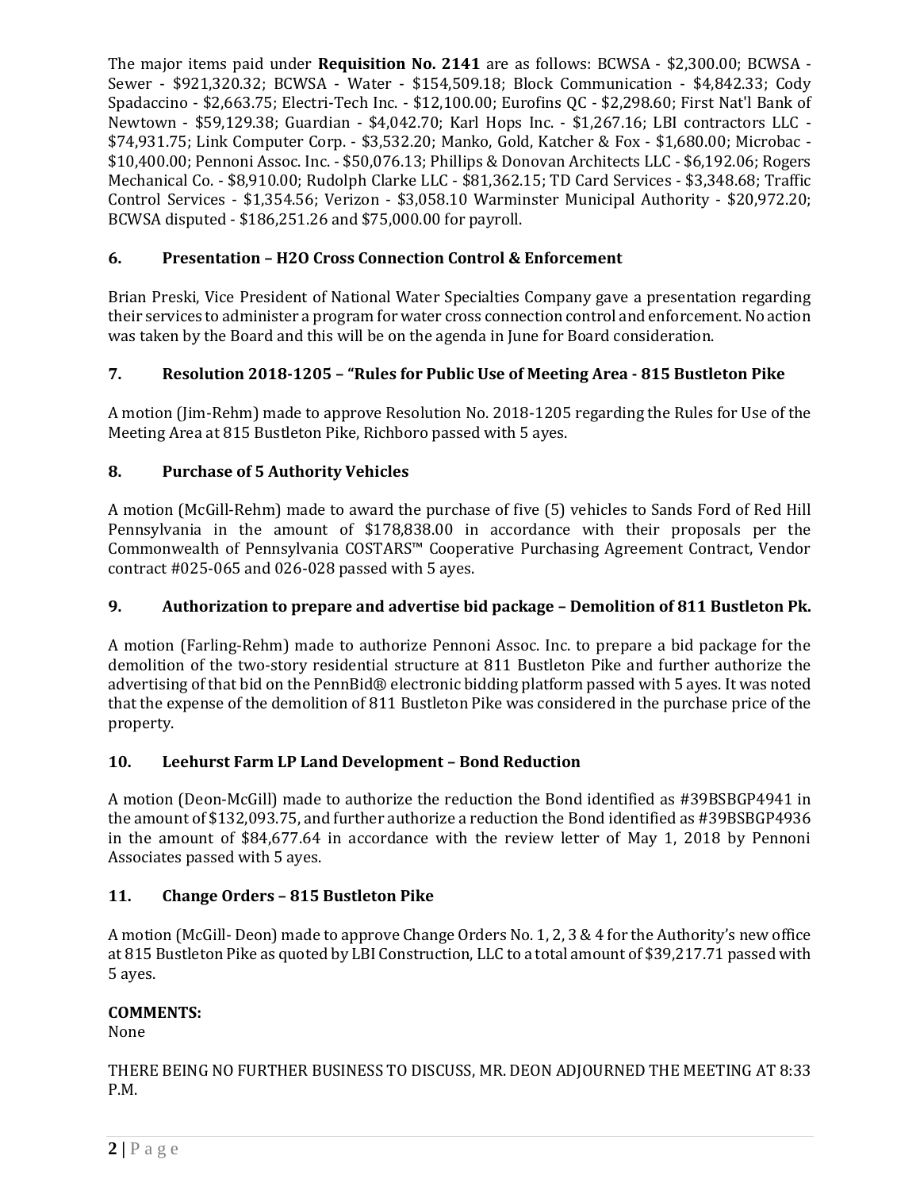The major items paid under **Requisition No. 2141** are as follows: BCWSA - $2,300.00; BCWSA - Sewer - $921,320.32; BCWSA - Water - $154,509.18; Block Communication - $4,842.33; Cody Spadaccino - $2,663.75; Electri-Tech Inc. - $12,100.00; Eurofins QC - $2,298.60; First Nat'l Bank of Newtown - $59,129.38; Guardian - $4,042.70; Karl Hops Inc. - $1,267.16; LBI contractors LLC - $74,931.75; Link Computer Corp. - $3,532.20; Manko, Gold, Katcher & Fox - $1,680.00; Microbac - $10,400.00; Pennoni Assoc. Inc. - $50,076.13; Phillips & Donovan Architects LLC - $6,192.06; Rogers Mechanical Co. - $8,910.00; Rudolph Clarke LLC - $81,362.15; TD Card Services - $3,348.68; Traffic Control Services - $1,354.56; Verizon - $3,058.10 Warminster Municipal Authority - $20,972.20; BCWSA disputed - $186,251.26 and $75,000.00 for payroll.

## 6. Presentation – H2O Cross Connection Control & Enforcement

Brian Preski, Vice President of National Water Specialties Company gave a presentation regarding their services to administer a program for water cross connection control and enforcement. No action was taken by the Board and this will be on the agenda in June for Board consideration.

## 7. Resolution 2018-1205 – "Rules for Public Use of Meeting Area - 815 Bustleton Pike

A motion (Jim-Rehm) made to approve Resolution No. 2018-1205 regarding the Rules for Use of the Meeting Area at 815 Bustleton Pike, Richboro passed with 5 ayes.

## 8. Purchase of 5 Authority Vehicles

A motion (McGill-Rehm) made to award the purchase of five (5) vehicles to Sands Ford of Red Hill Pennsylvania in the amount of $178,838.00 in accordance with their proposals per the Commonwealth of Pennsylvania COSTARS™ Cooperative Purchasing Agreement Contract, Vendor contract #025-065 and 026-028 passed with 5 ayes.

## 9. Authorization to prepare and advertise bid package – Demolition of 811 Bustleton Pk.

A motion (Farling-Rehm) made to authorize Pennoni Assoc. Inc. to prepare a bid package for the demolition of the two-story residential structure at 811 Bustleton Pike and further authorize the advertising of that bid on the PennBid® electronic bidding platform passed with 5 ayes. It was noted that the expense of the demolition of 811 Bustleton Pike was considered in the purchase price of the property.

## 10. Leehurst Farm LP Land Development – Bond Reduction

A motion (Deon-McGill) made to authorize the reduction the Bond identified as #39BSBGP4941 in the amount of $132,093.75, and further authorize a reduction the Bond identified as #39BSBGP4936 in the amount of $84,677.64 in accordance with the review letter of May 1, 2018 by Pennoni Associates passed with 5 ayes.

## 11. Change Orders – 815 Bustleton Pike

A motion (McGill- Deon) made to approve Change Orders No. 1, 2, 3 & 4 for the Authority's new office at 815 Bustleton Pike as quoted by LBI Construction, LLC to a total amount of $39,217.71 passed with 5 ayes.

**COMMENTS:**
None

THERE BEING NO FURTHER BUSINESS TO DISCUSS, MR. DEON ADJOURNED THE MEETING AT 8:33 P.M.